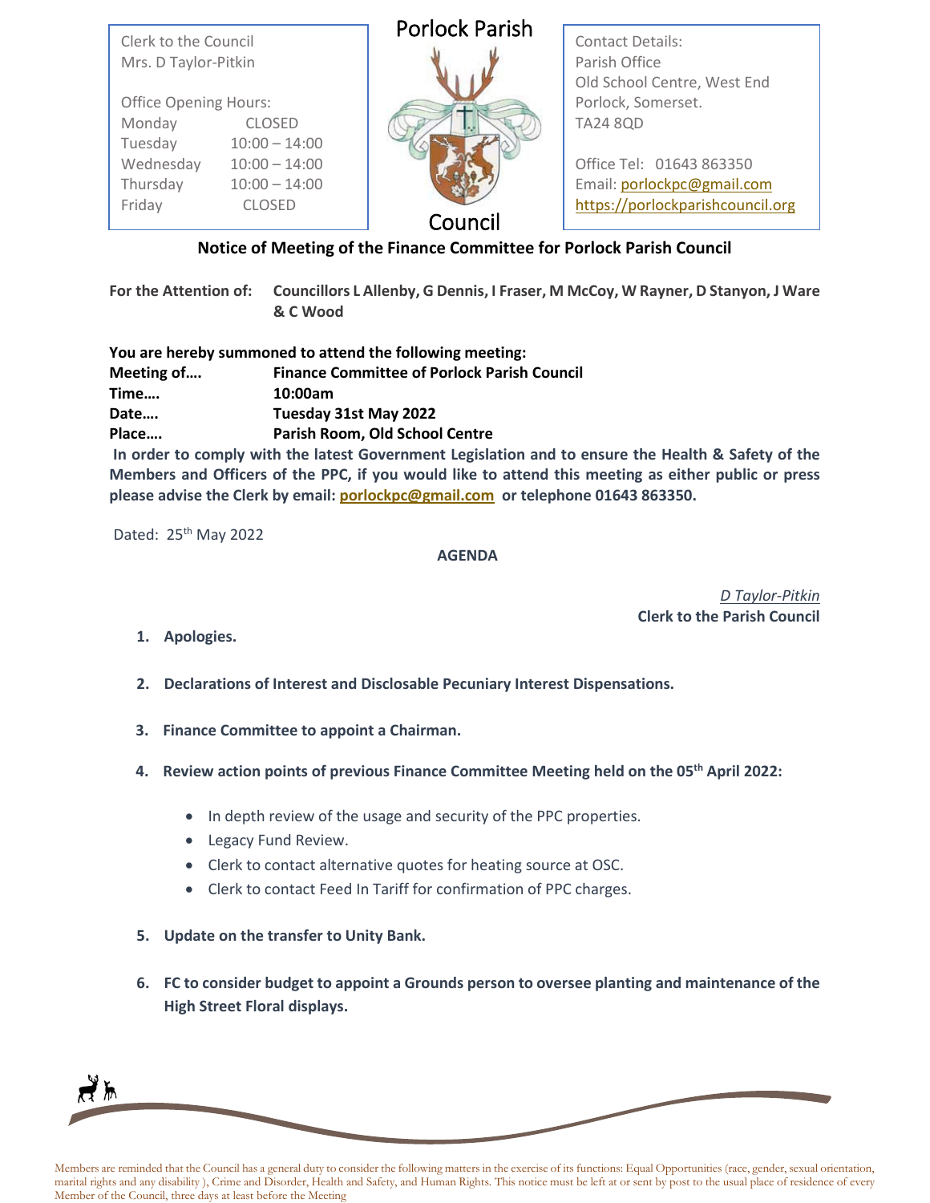Clerk to the Council
Mrs. D Taylor-Pitkin

Office Opening Hours:

| Day | Hours |
|---|---|
| Monday | CLOSED |
| Tuesday | 10:00 – 14:00 |
| Wednesday | 10:00 – 14:00 |
| Thursday | 10:00 – 14:00 |
| Friday | CLOSED |

# Porlock Parish Council

Contact Details:
Parish Office
Old School Centre, West End
Porlock, Somerset.
TA24 8QD

Office Tel: 01643 863350
Email: porlockpc@gmail.com
https://porlockparishcouncil.org

## Notice of Meeting of the Finance Committee for Porlock Parish Council

**For the Attention of:** **Councillors L Allenby, G Dennis, I Fraser, M McCoy, W Rayner, D Stanyon, J Ware & C Wood**

**You are hereby summoned to attend the following meeting:**

**Meeting of….** **Finance Committee of Porlock Parish Council**
**Time….** **10:00am**
**Date….** **Tuesday 31st May 2022**
**Place….** **Parish Room, Old School Centre**

**In order to comply with the latest Government Legislation and to ensure the Health & Safety of the Members and Officers of the PPC, if you would like to attend this meeting as either public or press please advise the Clerk by email: porlockpc@gmail.com or telephone 01643 863350.**

Dated: 25th May 2022

**AGENDA**

*D Taylor-Pitkin*
**Clerk to the Parish Council**

1. **Apologies.**

2. **Declarations of Interest and Disclosable Pecuniary Interest Dispensations.**

3. **Finance Committee to appoint a Chairman.**

4. **Review action points of previous Finance Committee Meeting held on the 05th April 2022:**
   - In depth review of the usage and security of the PPC properties.
   - Legacy Fund Review.
   - Clerk to contact alternative quotes for heating source at OSC.
   - Clerk to contact Feed In Tariff for confirmation of PPC charges.

5. **Update on the transfer to Unity Bank.**

6. **FC to consider budget to appoint a Grounds person to oversee planting and maintenance of the High Street Floral displays.**

Members are reminded that the Council has a general duty to consider the following matters in the exercise of its functions: Equal Opportunities (race, gender, sexual orientation, marital rights and any disability ), Crime and Disorder, Health and Safety, and Human Rights. This notice must be left at or sent by post to the usual place of residence of every Member of the Council, three days at least before the Meeting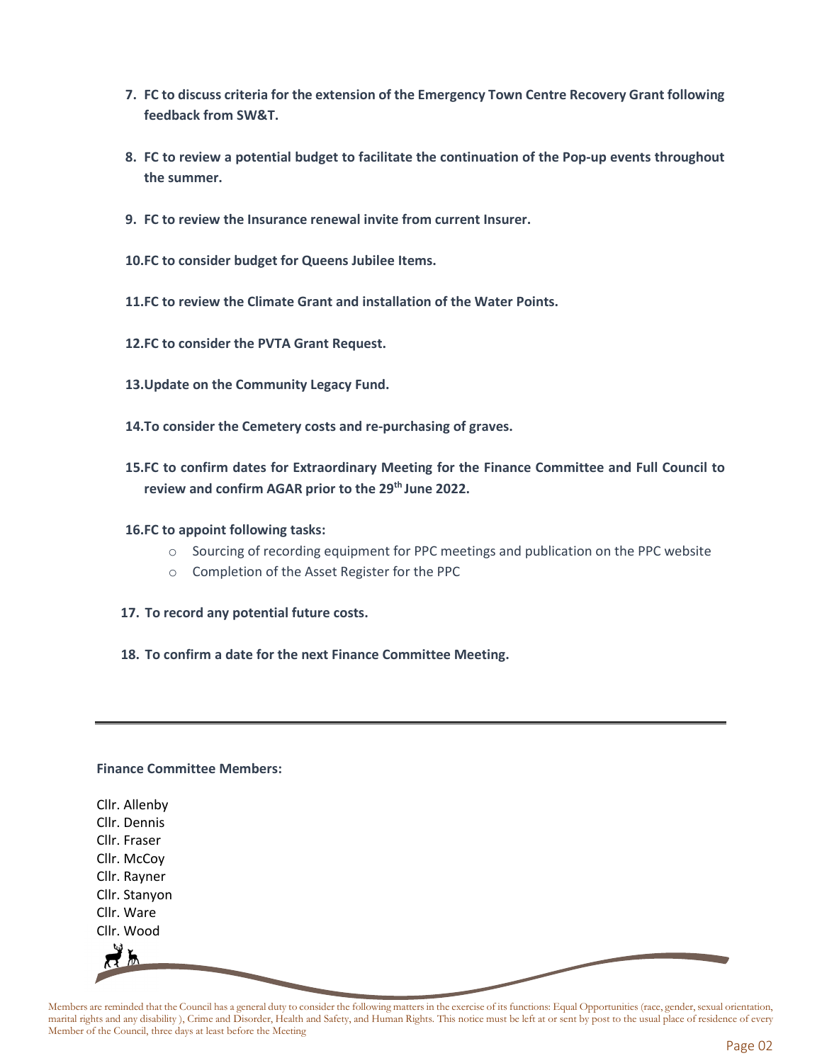7. **FC to discuss criteria for the extension of the Emergency Town Centre Recovery Grant following feedback from SW&T.**

8. **FC to review a potential budget to facilitate the continuation of the Pop-up events throughout the summer.**

9. **FC to review the Insurance renewal invite from current Insurer.**

10. **FC to consider budget for Queens Jubilee Items.**

11. **FC to review the Climate Grant and installation of the Water Points.**

12. **FC to consider the PVTA Grant Request.**

13. **Update on the Community Legacy Fund.**

14. **To consider the Cemetery costs and re-purchasing of graves.**

15. **FC to confirm dates for Extraordinary Meeting for the Finance Committee and Full Council to review and confirm AGAR prior to the 29th June 2022.**

16. **FC to appoint following tasks:**
    - Sourcing of recording equipment for PPC meetings and publication on the PPC website
    - Completion of the Asset Register for the PPC

17. **To record any potential future costs.**

18. **To confirm a date for the next Finance Committee Meeting.**

---

**Finance Committee Members:**

Cllr. Allenby
Cllr. Dennis
Cllr. Fraser
Cllr. McCoy
Cllr. Rayner
Cllr. Stanyon
Cllr. Ware
Cllr. Wood

Members are reminded that the Council has a general duty to consider the following matters in the exercise of its functions: Equal Opportunities (race, gender, sexual orientation, marital rights and any disability ), Crime and Disorder, Health and Safety, and Human Rights. This notice must be left at or sent by post to the usual place of residence of every Member of the Council, three days at least before the Meeting